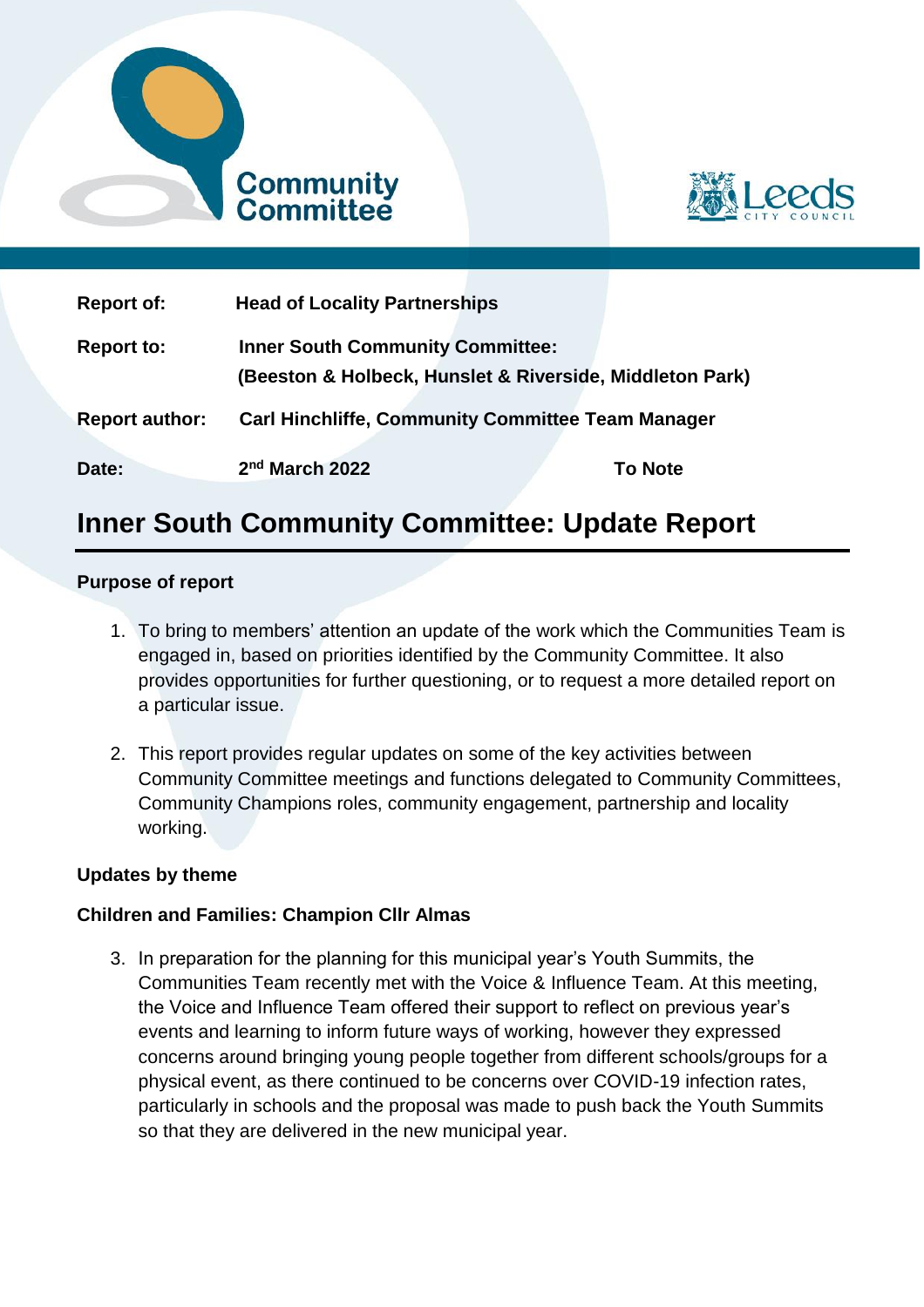Community Committee

Leeds CITY COUNCIL

| | | |
|---|---|---|
| **Report of:** | **Head of Locality Partnerships** | |
| **Report to:** | **Inner South Community Committee: (Beeston & Holbeck, Hunslet & Riverside, Middleton Park)** | |
| **Report author:** | **Carl Hinchliffe, Community Committee Team Manager** | |
| **Date:** | **2nd March 2022** | **To Note** |

# Inner South Community Committee: Update Report

**Purpose of report**

1. To bring to members' attention an update of the work which the Communities Team is engaged in, based on priorities identified by the Community Committee. It also provides opportunities for further questioning, or to request a more detailed report on a particular issue.

2. This report provides regular updates on some of the key activities between Community Committee meetings and functions delegated to Community Committees, Community Champions roles, community engagement, partnership and locality working.

**Updates by theme**

**Children and Families: Champion Cllr Almas**

3. In preparation for the planning for this municipal year's Youth Summits, the Communities Team recently met with the Voice & Influence Team. At this meeting, the Voice and Influence Team offered their support to reflect on previous year's events and learning to inform future ways of working, however they expressed concerns around bringing young people together from different schools/groups for a physical event, as there continued to be concerns over COVID-19 infection rates, particularly in schools and the proposal was made to push back the Youth Summits so that they are delivered in the new municipal year.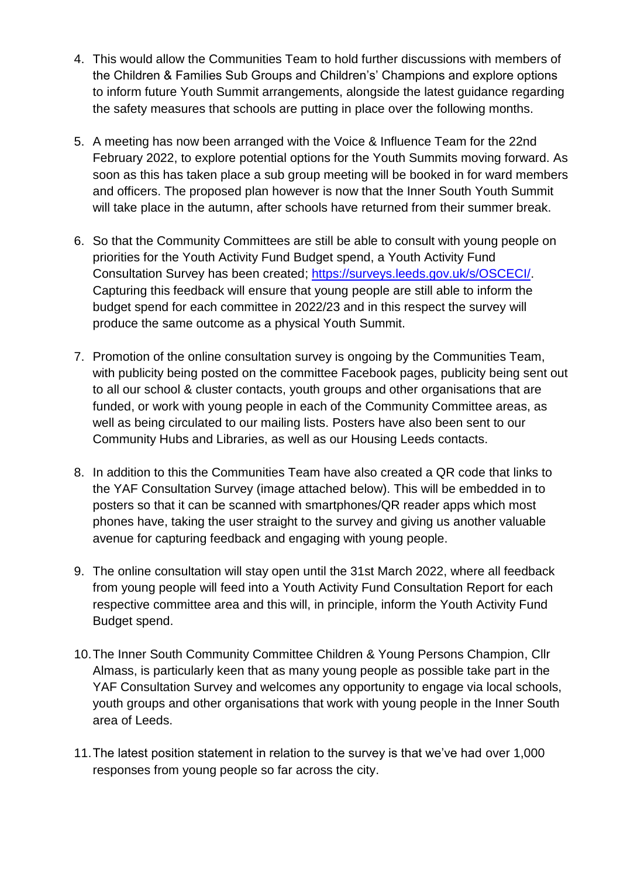4. This would allow the Communities Team to hold further discussions with members of the Children & Families Sub Groups and Children's' Champions and explore options to inform future Youth Summit arrangements, alongside the latest guidance regarding the safety measures that schools are putting in place over the following months.

5. A meeting has now been arranged with the Voice & Influence Team for the 22nd February 2022, to explore potential options for the Youth Summits moving forward. As soon as this has taken place a sub group meeting will be booked in for ward members and officers. The proposed plan however is now that the Inner South Youth Summit will take place in the autumn, after schools have returned from their summer break.

6. So that the Community Committees are still be able to consult with young people on priorities for the Youth Activity Fund Budget spend, a Youth Activity Fund Consultation Survey has been created; [https://surveys.leeds.gov.uk/s/OSCECI/](https://surveys.leeds.gov.uk/s/OSCECI/). Capturing this feedback will ensure that young people are still able to inform the budget spend for each committee in 2022/23 and in this respect the survey will produce the same outcome as a physical Youth Summit.

7. Promotion of the online consultation survey is ongoing by the Communities Team, with publicity being posted on the committee Facebook pages, publicity being sent out to all our school & cluster contacts, youth groups and other organisations that are funded, or work with young people in each of the Community Committee areas, as well as being circulated to our mailing lists. Posters have also been sent to our Community Hubs and Libraries, as well as our Housing Leeds contacts.

8. In addition to this the Communities Team have also created a QR code that links to the YAF Consultation Survey (image attached below). This will be embedded in to posters so that it can be scanned with smartphones/QR reader apps which most phones have, taking the user straight to the survey and giving us another valuable avenue for capturing feedback and engaging with young people.

9. The online consultation will stay open until the 31st March 2022, where all feedback from young people will feed into a Youth Activity Fund Consultation Report for each respective committee area and this will, in principle, inform the Youth Activity Fund Budget spend.

10. The Inner South Community Committee Children & Young Persons Champion, Cllr Almass, is particularly keen that as many young people as possible take part in the YAF Consultation Survey and welcomes any opportunity to engage via local schools, youth groups and other organisations that work with young people in the Inner South area of Leeds.

11. The latest position statement in relation to the survey is that we've had over 1,000 responses from young people so far across the city.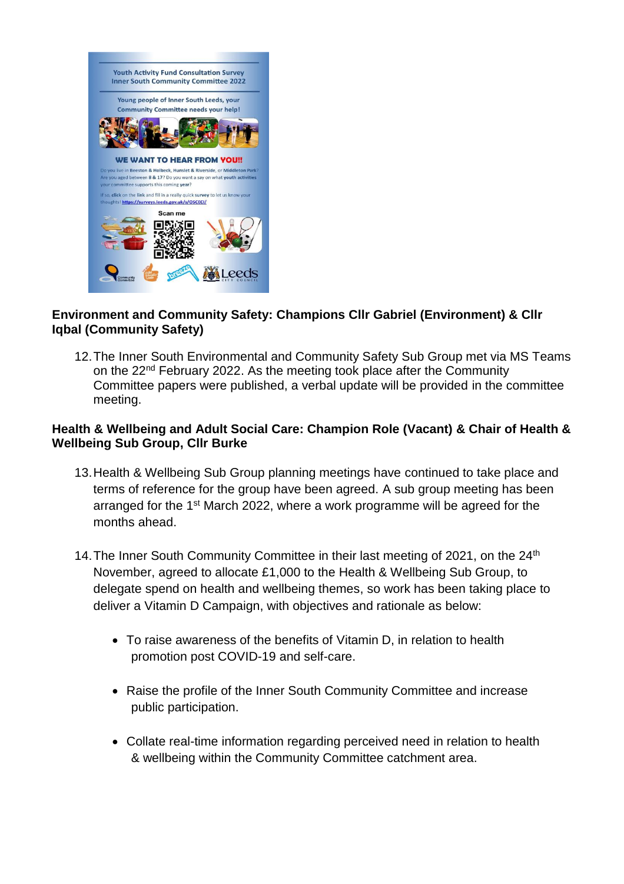Youth Activity Fund Consultation Survey
Inner South Community Committee 2022

Young people of Inner South Leeds, your Community Committee needs your help!

WE WANT TO HEAR FROM YOU!!

Do you live in Beeston & Holbeck, Hunslet & Riverside, or Middleton Park? Are you aged between 8 & 17? Do you want a say on what youth activities your committee supports this coming year?

If so, click on the link and fill in a really quick survey to let us know your thoughts! https://surveys.leeds.gov.uk/s/OSCECI/

Scan me

**Environment and Community Safety: Champions Cllr Gabriel (Environment) & Cllr Iqbal (Community Safety)**

12. The Inner South Environmental and Community Safety Sub Group met via MS Teams on the 22nd February 2022. As the meeting took place after the Community Committee papers were published, a verbal update will be provided in the committee meeting.

**Health & Wellbeing and Adult Social Care: Champion Role (Vacant) & Chair of Health & Wellbeing Sub Group, Cllr Burke**

13. Health & Wellbeing Sub Group planning meetings have continued to take place and terms of reference for the group have been agreed. A sub group meeting has been arranged for the 1st March 2022, where a work programme will be agreed for the months ahead.

14. The Inner South Community Committee in their last meeting of 2021, on the 24th November, agreed to allocate £1,000 to the Health & Wellbeing Sub Group, to delegate spend on health and wellbeing themes, so work has been taking place to deliver a Vitamin D Campaign, with objectives and rationale as below:

- To raise awareness of the benefits of Vitamin D, in relation to health promotion post COVID-19 and self-care.
- Raise the profile of the Inner South Community Committee and increase public participation.
- Collate real-time information regarding perceived need in relation to health & wellbeing within the Community Committee catchment area.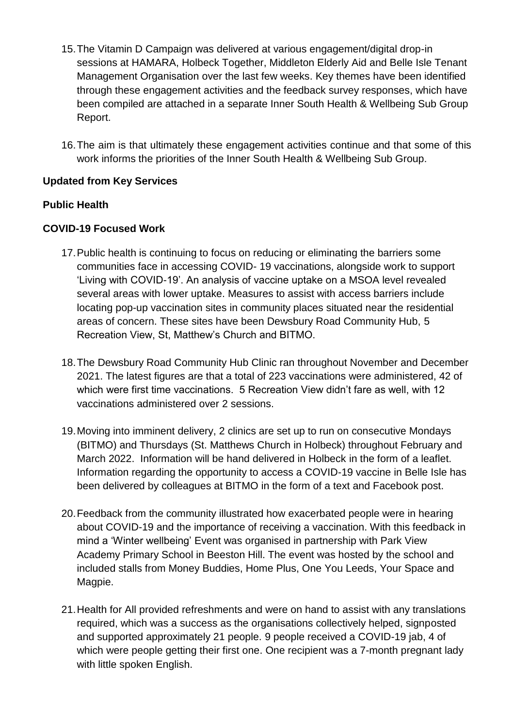15. The Vitamin D Campaign was delivered at various engagement/digital drop-in sessions at HAMARA, Holbeck Together, Middleton Elderly Aid and Belle Isle Tenant Management Organisation over the last few weeks. Key themes have been identified through these engagement activities and the feedback survey responses, which have been compiled are attached in a separate Inner South Health & Wellbeing Sub Group Report.

16. The aim is that ultimately these engagement activities continue and that some of this work informs the priorities of the Inner South Health & Wellbeing Sub Group.

**Updated from Key Services**

**Public Health**

**COVID-19 Focused Work**

17. Public health is continuing to focus on reducing or eliminating the barriers some communities face in accessing COVID- 19 vaccinations, alongside work to support 'Living with COVID-19'. An analysis of vaccine uptake on a MSOA level revealed several areas with lower uptake. Measures to assist with access barriers include locating pop-up vaccination sites in community places situated near the residential areas of concern. These sites have been Dewsbury Road Community Hub, 5 Recreation View, St, Matthew's Church and BITMO.

18. The Dewsbury Road Community Hub Clinic ran throughout November and December 2021. The latest figures are that a total of 223 vaccinations were administered, 42 of which were first time vaccinations. 5 Recreation View didn't fare as well, with 12 vaccinations administered over 2 sessions.

19. Moving into imminent delivery, 2 clinics are set up to run on consecutive Mondays (BITMO) and Thursdays (St. Matthews Church in Holbeck) throughout February and March 2022. Information will be hand delivered in Holbeck in the form of a leaflet. Information regarding the opportunity to access a COVID-19 vaccine in Belle Isle has been delivered by colleagues at BITMO in the form of a text and Facebook post.

20. Feedback from the community illustrated how exacerbated people were in hearing about COVID-19 and the importance of receiving a vaccination. With this feedback in mind a 'Winter wellbeing' Event was organised in partnership with Park View Academy Primary School in Beeston Hill. The event was hosted by the school and included stalls from Money Buddies, Home Plus, One You Leeds, Your Space and Magpie.

21. Health for All provided refreshments and were on hand to assist with any translations required, which was a success as the organisations collectively helped, signposted and supported approximately 21 people. 9 people received a COVID-19 jab, 4 of which were people getting their first one. One recipient was a 7-month pregnant lady with little spoken English.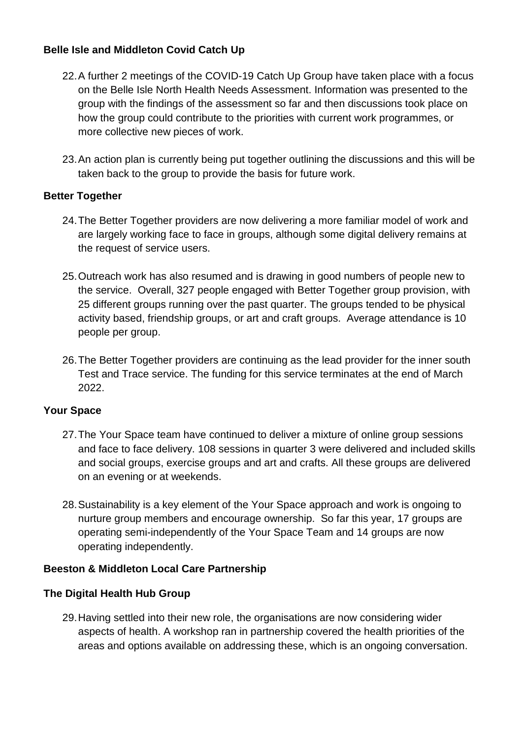**Belle Isle and Middleton Covid Catch Up**

22. A further 2 meetings of the COVID-19 Catch Up Group have taken place with a focus on the Belle Isle North Health Needs Assessment. Information was presented to the group with the findings of the assessment so far and then discussions took place on how the group could contribute to the priorities with current work programmes, or more collective new pieces of work.

23. An action plan is currently being put together outlining the discussions and this will be taken back to the group to provide the basis for future work.

**Better Together**

24. The Better Together providers are now delivering a more familiar model of work and are largely working face to face in groups, although some digital delivery remains at the request of service users.

25. Outreach work has also resumed and is drawing in good numbers of people new to the service. Overall, 327 people engaged with Better Together group provision, with 25 different groups running over the past quarter. The groups tended to be physical activity based, friendship groups, or art and craft groups. Average attendance is 10 people per group.

26. The Better Together providers are continuing as the lead provider for the inner south Test and Trace service. The funding for this service terminates at the end of March 2022.

**Your Space**

27. The Your Space team have continued to deliver a mixture of online group sessions and face to face delivery. 108 sessions in quarter 3 were delivered and included skills and social groups, exercise groups and art and crafts. All these groups are delivered on an evening or at weekends.

28. Sustainability is a key element of the Your Space approach and work is ongoing to nurture group members and encourage ownership. So far this year, 17 groups are operating semi-independently of the Your Space Team and 14 groups are now operating independently.

**Beeston & Middleton Local Care Partnership**

**The Digital Health Hub Group**

29. Having settled into their new role, the organisations are now considering wider aspects of health. A workshop ran in partnership covered the health priorities of the areas and options available on addressing these, which is an ongoing conversation.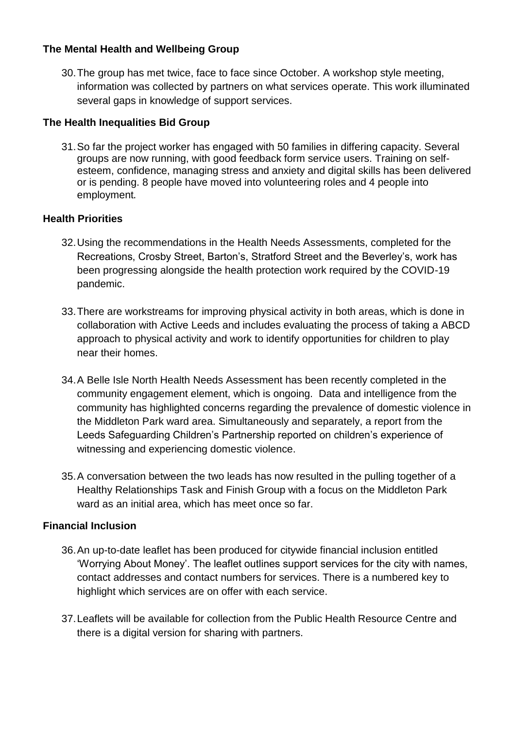**The Mental Health and Wellbeing Group**

30. The group has met twice, face to face since October. A workshop style meeting, information was collected by partners on what services operate. This work illuminated several gaps in knowledge of support services.

**The Health Inequalities Bid Group**

31. So far the project worker has engaged with 50 families in differing capacity. Several groups are now running, with good feedback form service users. Training on self-esteem, confidence, managing stress and anxiety and digital skills has been delivered or is pending. 8 people have moved into volunteering roles and 4 people into employment.

**Health Priorities**

32. Using the recommendations in the Health Needs Assessments, completed for the Recreations, Crosby Street, Barton's, Stratford Street and the Beverley's, work has been progressing alongside the health protection work required by the COVID-19 pandemic.

33. There are workstreams for improving physical activity in both areas, which is done in collaboration with Active Leeds and includes evaluating the process of taking a ABCD approach to physical activity and work to identify opportunities for children to play near their homes.

34. A Belle Isle North Health Needs Assessment has been recently completed in the community engagement element, which is ongoing. Data and intelligence from the community has highlighted concerns regarding the prevalence of domestic violence in the Middleton Park ward area. Simultaneously and separately, a report from the Leeds Safeguarding Children's Partnership reported on children's experience of witnessing and experiencing domestic violence.

35. A conversation between the two leads has now resulted in the pulling together of a Healthy Relationships Task and Finish Group with a focus on the Middleton Park ward as an initial area, which has meet once so far.

**Financial Inclusion**

36. An up-to-date leaflet has been produced for citywide financial inclusion entitled 'Worrying About Money'. The leaflet outlines support services for the city with names, contact addresses and contact numbers for services. There is a numbered key to highlight which services are on offer with each service.

37. Leaflets will be available for collection from the Public Health Resource Centre and there is a digital version for sharing with partners.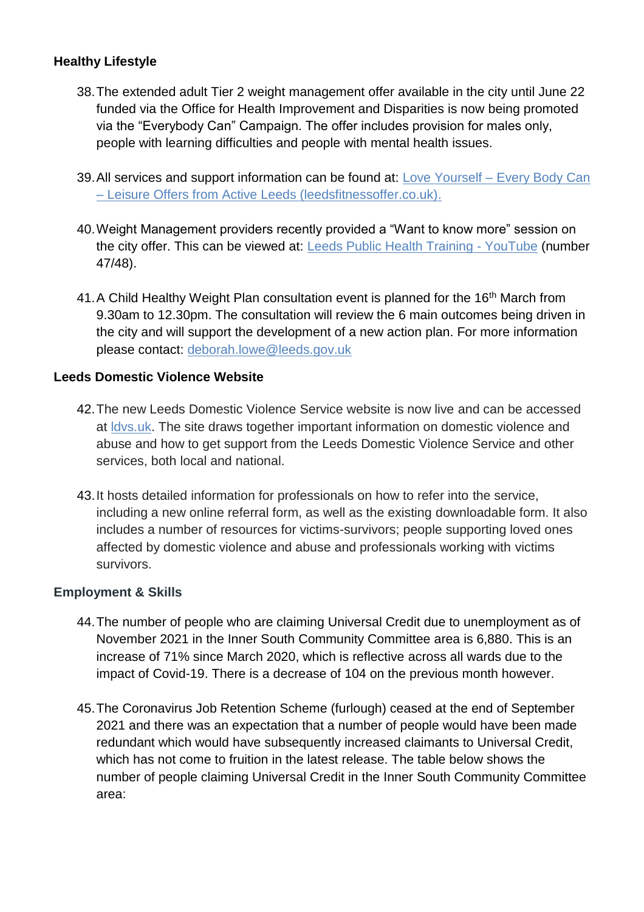**Healthy Lifestyle**

38. The extended adult Tier 2 weight management offer available in the city until June 22 funded via the Office for Health Improvement and Disparities is now being promoted via the "Everybody Can" Campaign. The offer includes provision for males only, people with learning difficulties and people with mental health issues.

39. All services and support information can be found at: [Love Yourself – Every Body Can – Leisure Offers from Active Leeds (leedsfitnessoffer.co.uk).]()

40. Weight Management providers recently provided a "Want to know more" session on the city offer. This can be viewed at: [Leeds Public Health Training - YouTube]() (number 47/48).

41. A Child Healthy Weight Plan consultation event is planned for the 16th March from 9.30am to 12.30pm. The consultation will review the 6 main outcomes being driven in the city and will support the development of a new action plan. For more information please contact: [deborah.lowe@leeds.gov.uk](mailto:deborah.lowe@leeds.gov.uk)

**Leeds Domestic Violence Website**

42. The new Leeds Domestic Violence Service website is now live and can be accessed at [ldvs.uk](). The site draws together important information on domestic violence and abuse and how to get support from the Leeds Domestic Violence Service and other services, both local and national.

43. It hosts detailed information for professionals on how to refer into the service, including a new online referral form, as well as the existing downloadable form. It also includes a number of resources for victims-survivors; people supporting loved ones affected by domestic violence and abuse and professionals working with victims survivors.

**Employment & Skills**

44. The number of people who are claiming Universal Credit due to unemployment as of November 2021 in the Inner South Community Committee area is 6,880. This is an increase of 71% since March 2020, which is reflective across all wards due to the impact of Covid-19. There is a decrease of 104 on the previous month however.

45. The Coronavirus Job Retention Scheme (furlough) ceased at the end of September 2021 and there was an expectation that a number of people would have been made redundant which would have subsequently increased claimants to Universal Credit, which has not come to fruition in the latest release. The table below shows the number of people claiming Universal Credit in the Inner South Community Committee area: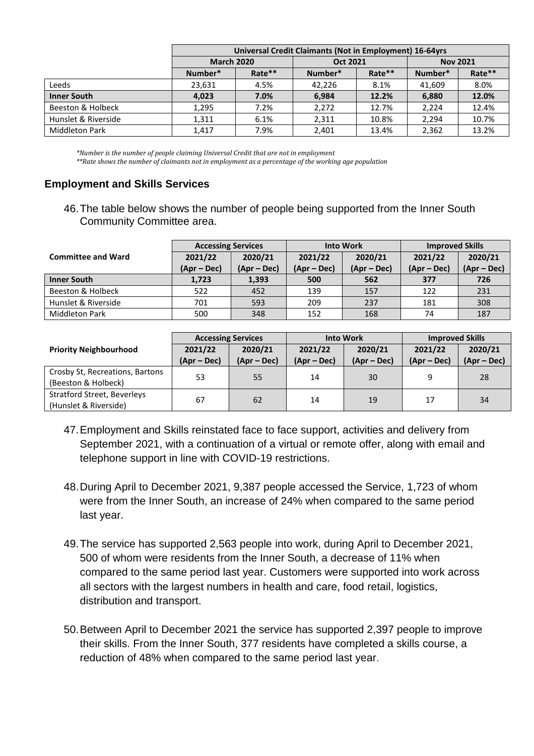| | Universal Credit Claimants (Not in Employment) 16-64yrs | | | | | |
|---|---|---|---|---|---|---|
| | March 2020 | | Oct 2021 | | Nov 2021 | |
| | Number* | Rate** | Number* | Rate** | Number* | Rate** |
| Leeds | 23,631 | 4.5% | 42,226 | 8.1% | 41,609 | 8.0% |
| **Inner South** | **4,023** | **7.0%** | **6,984** | **12.2%** | **6,880** | **12.0%** |
| Beeston & Holbeck | 1,295 | 7.2% | 2,272 | 12.7% | 2,224 | 12.4% |
| Hunslet & Riverside | 1,311 | 6.1% | 2,311 | 10.8% | 2,294 | 10.7% |
| Middleton Park | 1,417 | 7.9% | 2,401 | 13.4% | 2,362 | 13.2% |

*\*Number is the number of people claiming Universal Credit that are not in employment*
*\*\*Rate shows the number of claimants not in employment as a percentage of the working age population*

### Employment and Skills Services

46. The table below shows the number of people being supported from the Inner South Community Committee area.

| Committee and Ward | Accessing Services | | Into Work | | Improved Skills | |
|---|---|---|---|---|---|---|
| | 2021/22 (Apr – Dec) | 2020/21 (Apr – Dec) | 2021/22 (Apr – Dec) | 2020/21 (Apr – Dec) | 2021/22 (Apr – Dec) | 2020/21 (Apr – Dec) |
| **Inner South** | **1,723** | **1,393** | **500** | **562** | **377** | **726** |
| Beeston & Holbeck | 522 | 452 | 139 | 157 | 122 | 231 |
| Hunslet & Riverside | 701 | 593 | 209 | 237 | 181 | 308 |
| Middleton Park | 500 | 348 | 152 | 168 | 74 | 187 |

| Priority Neighbourhood | Accessing Services | | Into Work | | Improved Skills | |
|---|---|---|---|---|---|---|
| | 2021/22 (Apr – Dec) | 2020/21 (Apr – Dec) | 2021/22 (Apr – Dec) | 2020/21 (Apr – Dec) | 2021/22 (Apr – Dec) | 2020/21 (Apr – Dec) |
| Crosby St, Recreations, Bartons (Beeston & Holbeck) | 53 | 55 | 14 | 30 | 9 | 28 |
| Stratford Street, Beverleys (Hunslet & Riverside) | 67 | 62 | 14 | 19 | 17 | 34 |

47. Employment and Skills reinstated face to face support, activities and delivery from September 2021, with a continuation of a virtual or remote offer, along with email and telephone support in line with COVID-19 restrictions.

48. During April to December 2021, 9,387 people accessed the Service, 1,723 of whom were from the Inner South, an increase of 24% when compared to the same period last year.

49. The service has supported 2,563 people into work, during April to December 2021, 500 of whom were residents from the Inner South, a decrease of 11% when compared to the same period last year. Customers were supported into work across all sectors with the largest numbers in health and care, food retail, logistics, distribution and transport.

50. Between April to December 2021 the service has supported 2,397 people to improve their skills. From the Inner South, 377 residents have completed a skills course, a reduction of 48% when compared to the same period last year.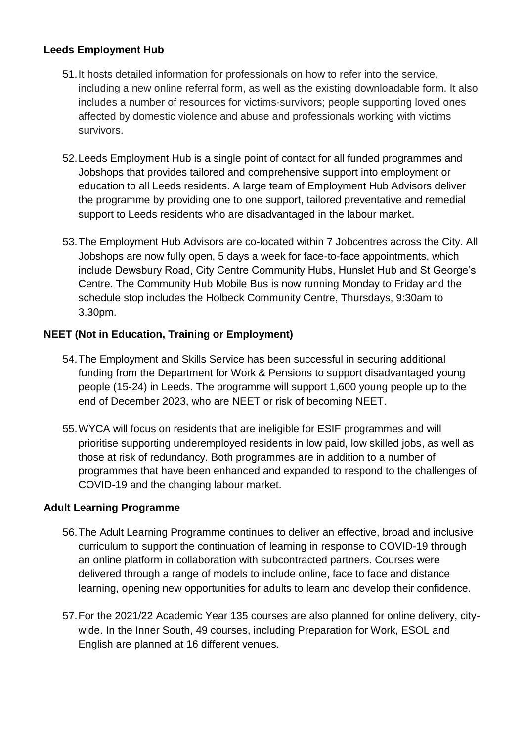**Leeds Employment Hub**

51. It hosts detailed information for professionals on how to refer into the service, including a new online referral form, as well as the existing downloadable form. It also includes a number of resources for victims-survivors; people supporting loved ones affected by domestic violence and abuse and professionals working with victims survivors.

52. Leeds Employment Hub is a single point of contact for all funded programmes and Jobshops that provides tailored and comprehensive support into employment or education to all Leeds residents. A large team of Employment Hub Advisors deliver the programme by providing one to one support, tailored preventative and remedial support to Leeds residents who are disadvantaged in the labour market.

53. The Employment Hub Advisors are co-located within 7 Jobcentres across the City. All Jobshops are now fully open, 5 days a week for face-to-face appointments, which include Dewsbury Road, City Centre Community Hubs, Hunslet Hub and St George's Centre. The Community Hub Mobile Bus is now running Monday to Friday and the schedule stop includes the Holbeck Community Centre, Thursdays, 9:30am to 3.30pm.

**NEET (Not in Education, Training or Employment)**

54. The Employment and Skills Service has been successful in securing additional funding from the Department for Work & Pensions to support disadvantaged young people (15-24) in Leeds. The programme will support 1,600 young people up to the end of December 2023, who are NEET or risk of becoming NEET.

55. WYCA will focus on residents that are ineligible for ESIF programmes and will prioritise supporting underemployed residents in low paid, low skilled jobs, as well as those at risk of redundancy. Both programmes are in addition to a number of programmes that have been enhanced and expanded to respond to the challenges of COVID-19 and the changing labour market.

**Adult Learning Programme**

56. The Adult Learning Programme continues to deliver an effective, broad and inclusive curriculum to support the continuation of learning in response to COVID-19 through an online platform in collaboration with subcontracted partners. Courses were delivered through a range of models to include online, face to face and distance learning, opening new opportunities for adults to learn and develop their confidence.

57. For the 2021/22 Academic Year 135 courses are also planned for online delivery, city-wide. In the Inner South, 49 courses, including Preparation for Work, ESOL and English are planned at 16 different venues.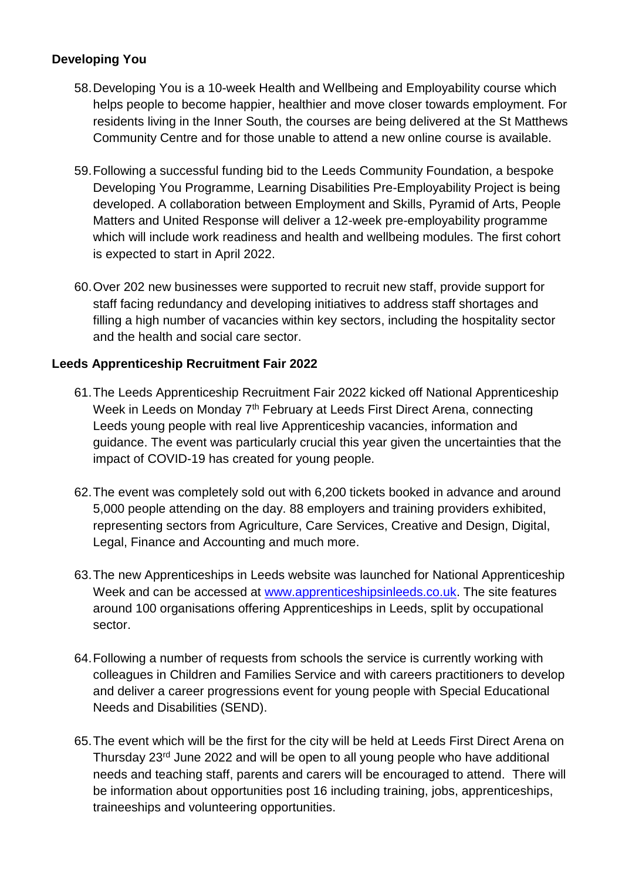**Developing You**

58. Developing You is a 10-week Health and Wellbeing and Employability course which helps people to become happier, healthier and move closer towards employment. For residents living in the Inner South, the courses are being delivered at the St Matthews Community Centre and for those unable to attend a new online course is available.

59. Following a successful funding bid to the Leeds Community Foundation, a bespoke Developing You Programme, Learning Disabilities Pre-Employability Project is being developed. A collaboration between Employment and Skills, Pyramid of Arts, People Matters and United Response will deliver a 12-week pre-employability programme which will include work readiness and health and wellbeing modules. The first cohort is expected to start in April 2022.

60. Over 202 new businesses were supported to recruit new staff, provide support for staff facing redundancy and developing initiatives to address staff shortages and filling a high number of vacancies within key sectors, including the hospitality sector and the health and social care sector.

**Leeds Apprenticeship Recruitment Fair 2022**

61. The Leeds Apprenticeship Recruitment Fair 2022 kicked off National Apprenticeship Week in Leeds on Monday 7th February at Leeds First Direct Arena, connecting Leeds young people with real live Apprenticeship vacancies, information and guidance. The event was particularly crucial this year given the uncertainties that the impact of COVID-19 has created for young people.

62. The event was completely sold out with 6,200 tickets booked in advance and around 5,000 people attending on the day. 88 employers and training providers exhibited, representing sectors from Agriculture, Care Services, Creative and Design, Digital, Legal, Finance and Accounting and much more.

63. The new Apprenticeships in Leeds website was launched for National Apprenticeship Week and can be accessed at [www.apprenticeshipsinleeds.co.uk](http://www.apprenticeshipsinleeds.co.uk). The site features around 100 organisations offering Apprenticeships in Leeds, split by occupational sector.

64. Following a number of requests from schools the service is currently working with colleagues in Children and Families Service and with careers practitioners to develop and deliver a career progressions event for young people with Special Educational Needs and Disabilities (SEND).

65. The event which will be the first for the city will be held at Leeds First Direct Arena on Thursday 23rd June 2022 and will be open to all young people who have additional needs and teaching staff, parents and carers will be encouraged to attend. There will be information about opportunities post 16 including training, jobs, apprenticeships, traineeships and volunteering opportunities.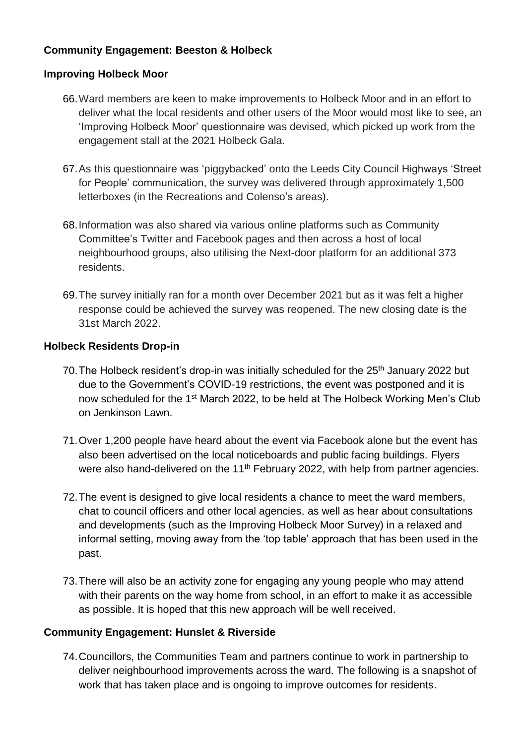## Community Engagement: Beeston & Holbeck

### Improving Holbeck Moor

66. Ward members are keen to make improvements to Holbeck Moor and in an effort to deliver what the local residents and other users of the Moor would most like to see, an 'Improving Holbeck Moor' questionnaire was devised, which picked up work from the engagement stall at the 2021 Holbeck Gala.

67. As this questionnaire was 'piggybacked' onto the Leeds City Council Highways 'Street for People' communication, the survey was delivered through approximately 1,500 letterboxes (in the Recreations and Colenso's areas).

68. Information was also shared via various online platforms such as Community Committee's Twitter and Facebook pages and then across a host of local neighbourhood groups, also utilising the Next-door platform for an additional 373 residents.

69. The survey initially ran for a month over December 2021 but as it was felt a higher response could be achieved the survey was reopened. The new closing date is the 31st March 2022.

### Holbeck Residents Drop-in

70. The Holbeck resident's drop-in was initially scheduled for the 25th January 2022 but due to the Government's COVID-19 restrictions, the event was postponed and it is now scheduled for the 1st March 2022, to be held at The Holbeck Working Men's Club on Jenkinson Lawn.

71. Over 1,200 people have heard about the event via Facebook alone but the event has also been advertised on the local noticeboards and public facing buildings. Flyers were also hand-delivered on the 11th February 2022, with help from partner agencies.

72. The event is designed to give local residents a chance to meet the ward members, chat to council officers and other local agencies, as well as hear about consultations and developments (such as the Improving Holbeck Moor Survey) in a relaxed and informal setting, moving away from the 'top table' approach that has been used in the past.

73. There will also be an activity zone for engaging any young people who may attend with their parents on the way home from school, in an effort to make it as accessible as possible. It is hoped that this new approach will be well received.

## Community Engagement: Hunslet & Riverside

74. Councillors, the Communities Team and partners continue to work in partnership to deliver neighbourhood improvements across the ward. The following is a snapshot of work that has taken place and is ongoing to improve outcomes for residents.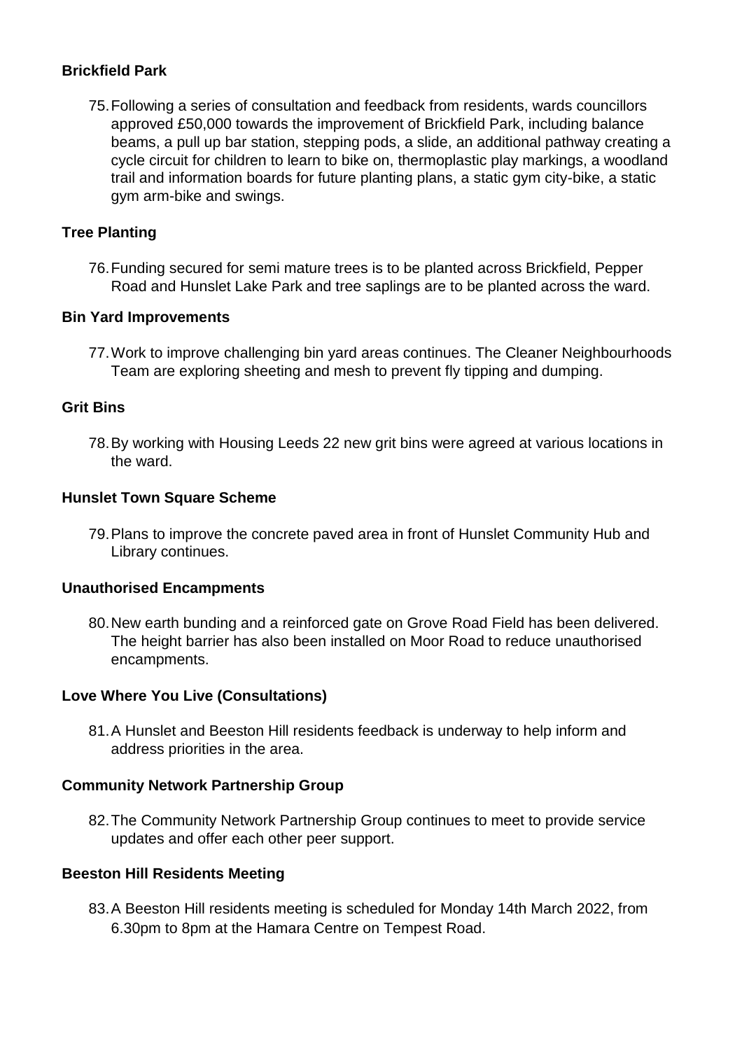**Brickfield Park**

75. Following a series of consultation and feedback from residents, wards councillors approved £50,000 towards the improvement of Brickfield Park, including balance beams, a pull up bar station, stepping pods, a slide, an additional pathway creating a cycle circuit for children to learn to bike on, thermoplastic play markings, a woodland trail and information boards for future planting plans, a static gym city-bike, a static gym arm-bike and swings.

**Tree Planting**

76. Funding secured for semi mature trees is to be planted across Brickfield, Pepper Road and Hunslet Lake Park and tree saplings are to be planted across the ward.

**Bin Yard Improvements**

77. Work to improve challenging bin yard areas continues. The Cleaner Neighbourhoods Team are exploring sheeting and mesh to prevent fly tipping and dumping.

**Grit Bins**

78. By working with Housing Leeds 22 new grit bins were agreed at various locations in the ward.

**Hunslet Town Square Scheme**

79. Plans to improve the concrete paved area in front of Hunslet Community Hub and Library continues.

**Unauthorised Encampments**

80. New earth bunding and a reinforced gate on Grove Road Field has been delivered. The height barrier has also been installed on Moor Road to reduce unauthorised encampments.

**Love Where You Live (Consultations)**

81. A Hunslet and Beeston Hill residents feedback is underway to help inform and address priorities in the area.

**Community Network Partnership Group**

82. The Community Network Partnership Group continues to meet to provide service updates and offer each other peer support.

**Beeston Hill Residents Meeting**

83. A Beeston Hill residents meeting is scheduled for Monday 14th March 2022, from 6.30pm to 8pm at the Hamara Centre on Tempest Road.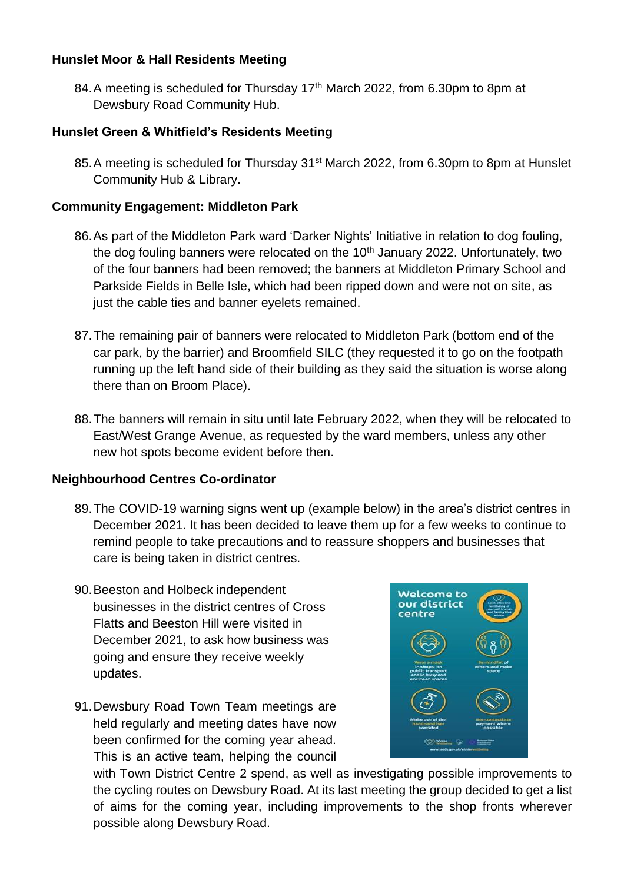**Hunslet Moor & Hall Residents Meeting**

84. A meeting is scheduled for Thursday 17th March 2022, from 6.30pm to 8pm at Dewsbury Road Community Hub.

**Hunslet Green & Whitfield's Residents Meeting**

85. A meeting is scheduled for Thursday 31st March 2022, from 6.30pm to 8pm at Hunslet Community Hub & Library.

**Community Engagement: Middleton Park**

86. As part of the Middleton Park ward 'Darker Nights' Initiative in relation to dog fouling, the dog fouling banners were relocated on the 10th January 2022. Unfortunately, two of the four banners had been removed; the banners at Middleton Primary School and Parkside Fields in Belle Isle, which had been ripped down and were not on site, as just the cable ties and banner eyelets remained.

87. The remaining pair of banners were relocated to Middleton Park (bottom end of the car park, by the barrier) and Broomfield SILC (they requested it to go on the footpath running up the left hand side of their building as they said the situation is worse along there than on Broom Place).

88. The banners will remain in situ until late February 2022, when they will be relocated to East/West Grange Avenue, as requested by the ward members, unless any other new hot spots become evident before then.

**Neighbourhood Centres Co-ordinator**

89. The COVID-19 warning signs went up (example below) in the area's district centres in December 2021. It has been decided to leave them up for a few weeks to continue to remind people to take precautions and to reassure shoppers and businesses that care is being taken in district centres.

90. Beeston and Holbeck independent businesses in the district centres of Cross Flatts and Beeston Hill were visited in December 2021, to ask how business was going and ensure they receive weekly updates.

91. Dewsbury Road Town Team meetings are held regularly and meeting dates have now been confirmed for the coming year ahead. This is an active team, helping the council with Town District Centre 2 spend, as well as investigating possible improvements to the cycling routes on Dewsbury Road. At its last meeting the group decided to get a list of aims for the coming year, including improvements to the shop fronts wherever possible along Dewsbury Road.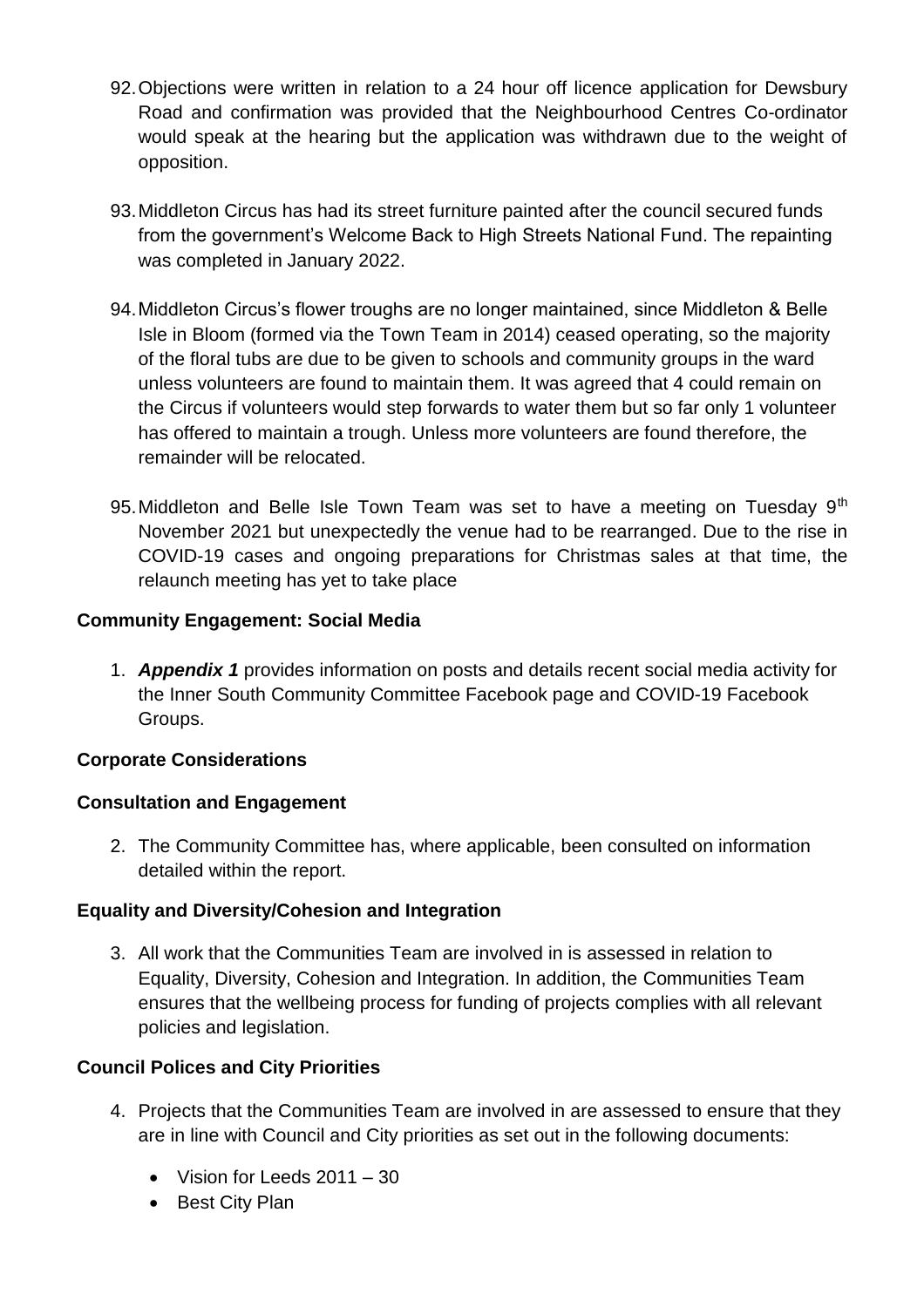92. Objections were written in relation to a 24 hour off licence application for Dewsbury Road and confirmation was provided that the Neighbourhood Centres Co-ordinator would speak at the hearing but the application was withdrawn due to the weight of opposition.

93. Middleton Circus has had its street furniture painted after the council secured funds from the government's Welcome Back to High Streets National Fund. The repainting was completed in January 2022.

94. Middleton Circus's flower troughs are no longer maintained, since Middleton & Belle Isle in Bloom (formed via the Town Team in 2014) ceased operating, so the majority of the floral tubs are due to be given to schools and community groups in the ward unless volunteers are found to maintain them. It was agreed that 4 could remain on the Circus if volunteers would step forwards to water them but so far only 1 volunteer has offered to maintain a trough. Unless more volunteers are found therefore, the remainder will be relocated.

95. Middleton and Belle Isle Town Team was set to have a meeting on Tuesday 9th November 2021 but unexpectedly the venue had to be rearranged. Due to the rise in COVID-19 cases and ongoing preparations for Christmas sales at that time, the relaunch meeting has yet to take place

**Community Engagement: Social Media**

1. ***Appendix 1*** provides information on posts and details recent social media activity for the Inner South Community Committee Facebook page and COVID-19 Facebook Groups.

**Corporate Considerations**

**Consultation and Engagement**

2. The Community Committee has, where applicable, been consulted on information detailed within the report.

**Equality and Diversity/Cohesion and Integration**

3. All work that the Communities Team are involved in is assessed in relation to Equality, Diversity, Cohesion and Integration. In addition, the Communities Team ensures that the wellbeing process for funding of projects complies with all relevant policies and legislation.

**Council Polices and City Priorities**

4. Projects that the Communities Team are involved in are assessed to ensure that they are in line with Council and City priorities as set out in the following documents:

   - Vision for Leeds 2011 – 30
   - Best City Plan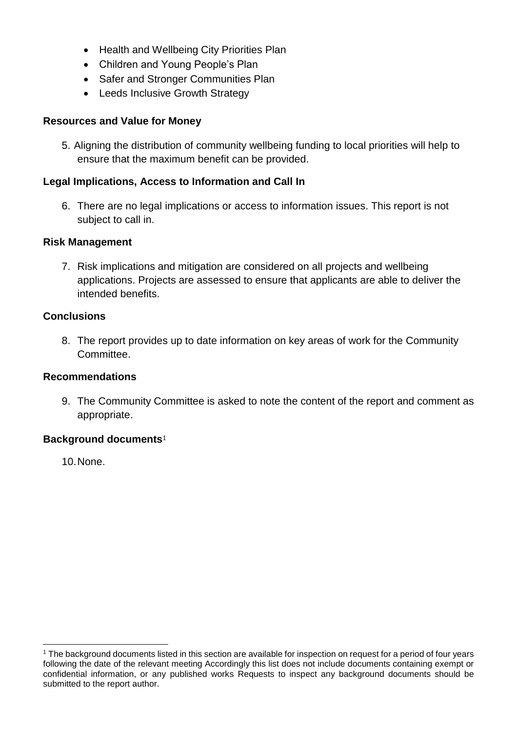- Health and Wellbeing City Priorities Plan
- Children and Young People's Plan
- Safer and Stronger Communities Plan
- Leeds Inclusive Growth Strategy

**Resources and Value for Money**

5. Aligning the distribution of community wellbeing funding to local priorities will help to ensure that the maximum benefit can be provided.

**Legal Implications, Access to Information and Call In**

6. There are no legal implications or access to information issues. This report is not subject to call in.

**Risk Management**

7. Risk implications and mitigation are considered on all projects and wellbeing applications. Projects are assessed to ensure that applicants are able to deliver the intended benefits.

**Conclusions**

8. The report provides up to date information on key areas of work for the Community Committee.

**Recommendations**

9. The Community Committee is asked to note the content of the report and comment as appropriate.

**Background documents**[1]

10. None.

[1] The background documents listed in this section are available for inspection on request for a period of four years following the date of the relevant meeting Accordingly this list does not include documents containing exempt or confidential information, or any published works Requests to inspect any background documents should be submitted to the report author.